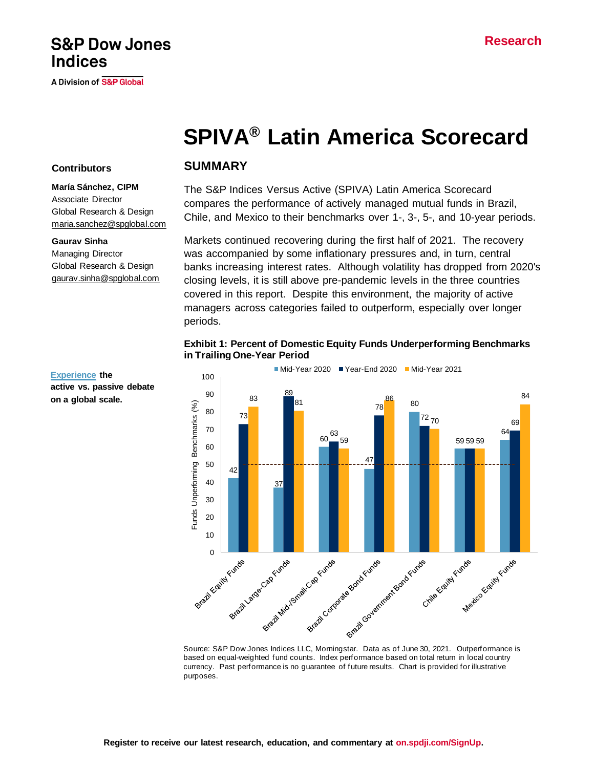S&P Dow Jones Indices

A Division of S&P Global

Research

# SPIVA® Latin America Scorecard

**Contributors**

**María Sánchez, CIPM**
Associate Director
Global Research & Design
maria.sanchez@spglobal.com

**Gaurav Sinha**
Managing Director
Global Research & Design
gaurav.sinha@spglobal.com

**Experience the active vs. passive debate on a global scale.**

## SUMMARY

The S&P Indices Versus Active (SPIVA) Latin America Scorecard compares the performance of actively managed mutual funds in Brazil, Chile, and Mexico to their benchmarks over 1-, 3-, 5-, and 10-year periods.

Markets continued recovering during the first half of 2021. The recovery was accompanied by some inflationary pressures and, in turn, central banks increasing interest rates. Although volatility has dropped from 2020's closing levels, it is still above pre-pandemic levels in the three countries covered in this report. Despite this environment, the majority of active managers across categories failed to outperform, especially over longer periods.

**Exhibit 1: Percent of Domestic Equity Funds Underperforming Benchmarks in Trailing One-Year Period**

Funds Unperforming Benchmarks (%)

| Category | Mid-Year 2020 | Year-End 2020 | Mid-Year 2021 |
|---|---|---|---|
| Brazil Equity Funds | 42 | 73 | 83 |
| Brazil Large-Cap Funds | 37 | 89 | 81 |
| Brazil Mid-/Small-Cap Funds | 60 | 63 | 59 |
| Brazil Corporate Bond Funds | 47 | 78 | 86 |
| Brazil Government Bond Funds | 80 | 72 | 70 |
| Chile Equity Funds | 59 | 59 | 59 |
| Mexico Equity Funds | 64 | 69 | 84 |

Source: S&P Dow Jones Indices LLC, Morningstar. Data as of June 30, 2021. Outperformance is based on equal-weighted fund counts. Index performance based on total return in local country currency. Past performance is no guarantee of future results. Chart is provided for illustrative purposes.

**Register to receive our latest research, education, and commentary at on.spdji.com/SignUp.**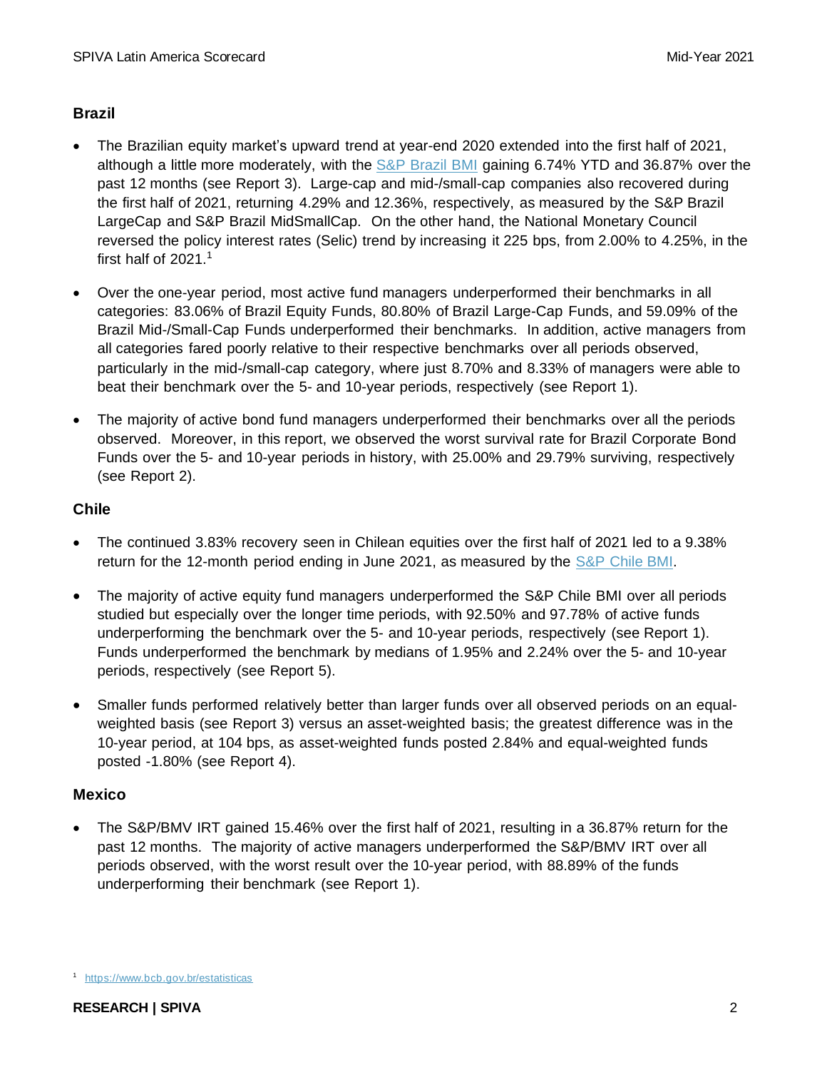## Brazil

- The Brazilian equity market's upward trend at year-end 2020 extended into the first half of 2021, although a little more moderately, with the S&P Brazil BMI gaining 6.74% YTD and 36.87% over the past 12 months (see Report 3). Large-cap and mid-/small-cap companies also recovered during the first half of 2021, returning 4.29% and 12.36%, respectively, as measured by the S&P Brazil LargeCap and S&P Brazil MidSmallCap. On the other hand, the National Monetary Council reversed the policy interest rates (Selic) trend by increasing it 225 bps, from 2.00% to 4.25%, in the first half of 2021.[1]

- Over the one-year period, most active fund managers underperformed their benchmarks in all categories: 83.06% of Brazil Equity Funds, 80.80% of Brazil Large-Cap Funds, and 59.09% of the Brazil Mid-/Small-Cap Funds underperformed their benchmarks. In addition, active managers from all categories fared poorly relative to their respective benchmarks over all periods observed, particularly in the mid-/small-cap category, where just 8.70% and 8.33% of managers were able to beat their benchmark over the 5- and 10-year periods, respectively (see Report 1).

- The majority of active bond fund managers underperformed their benchmarks over all the periods observed. Moreover, in this report, we observed the worst survival rate for Brazil Corporate Bond Funds over the 5- and 10-year periods in history, with 25.00% and 29.79% surviving, respectively (see Report 2).

## Chile

- The continued 3.83% recovery seen in Chilean equities over the first half of 2021 led to a 9.38% return for the 12-month period ending in June 2021, as measured by the S&P Chile BMI.

- The majority of active equity fund managers underperformed the S&P Chile BMI over all periods studied but especially over the longer time periods, with 92.50% and 97.78% of active funds underperforming the benchmark over the 5- and 10-year periods, respectively (see Report 1). Funds underperformed the benchmark by medians of 1.95% and 2.24% over the 5- and 10-year periods, respectively (see Report 5).

- Smaller funds performed relatively better than larger funds over all observed periods on an equal-weighted basis (see Report 3) versus an asset-weighted basis; the greatest difference was in the 10-year period, at 104 bps, as asset-weighted funds posted 2.84% and equal-weighted funds posted -1.80% (see Report 4).

## Mexico

- The S&P/BMV IRT gained 15.46% over the first half of 2021, resulting in a 36.87% return for the past 12 months. The majority of active managers underperformed the S&P/BMV IRT over all periods observed, with the worst result over the 10-year period, with 88.89% of the funds underperforming their benchmark (see Report 1).

[1] https://www.bcb.gov.br/estatisticas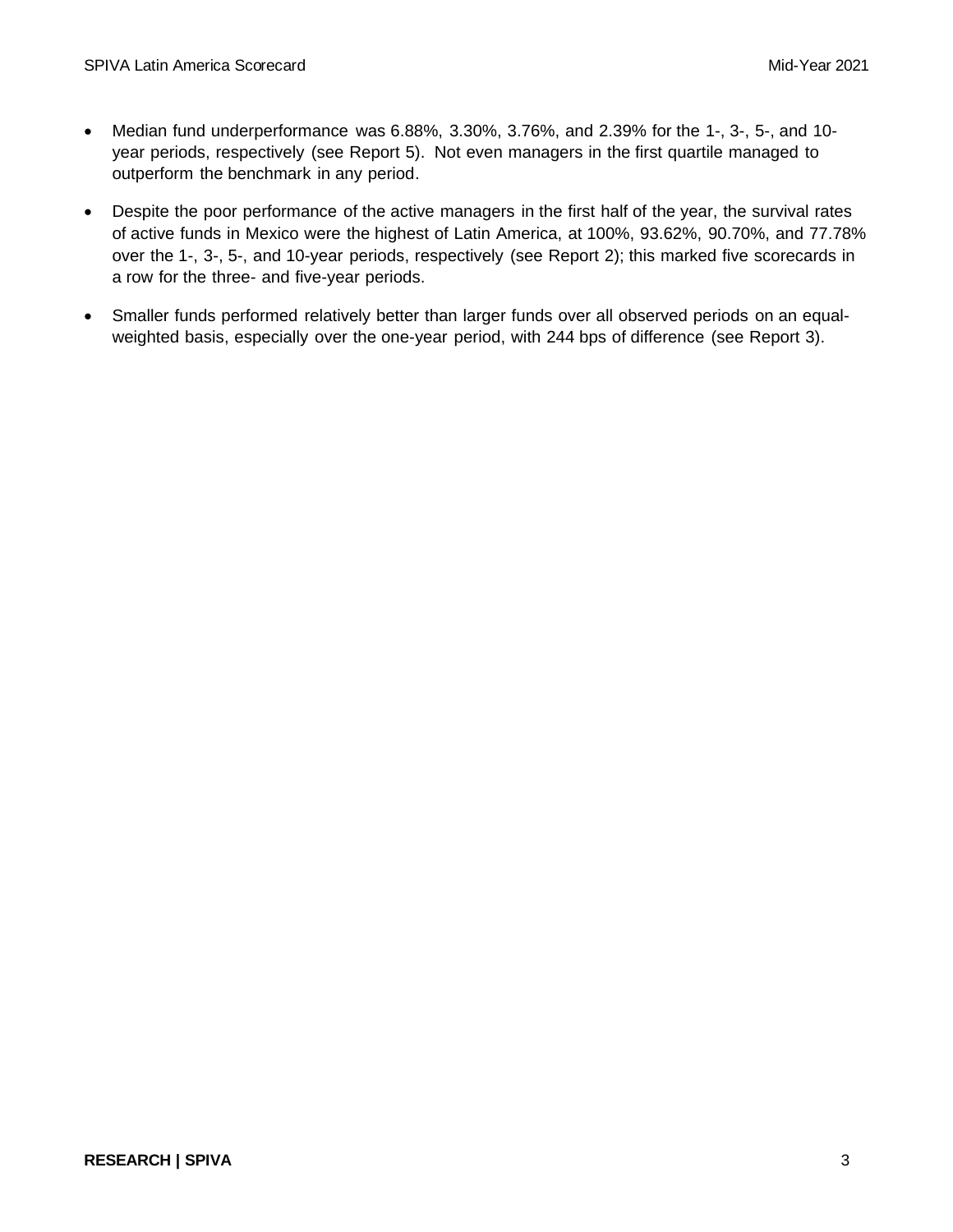- Median fund underperformance was 6.88%, 3.30%, 3.76%, and 2.39% for the 1-, 3-, 5-, and 10-year periods, respectively (see Report 5). Not even managers in the first quartile managed to outperform the benchmark in any period.
- Despite the poor performance of the active managers in the first half of the year, the survival rates of active funds in Mexico were the highest of Latin America, at 100%, 93.62%, 90.70%, and 77.78% over the 1-, 3-, 5-, and 10-year periods, respectively (see Report 2); this marked five scorecards in a row for the three- and five-year periods.
- Smaller funds performed relatively better than larger funds over all observed periods on an equal-weighted basis, especially over the one-year period, with 244 bps of difference (see Report 3).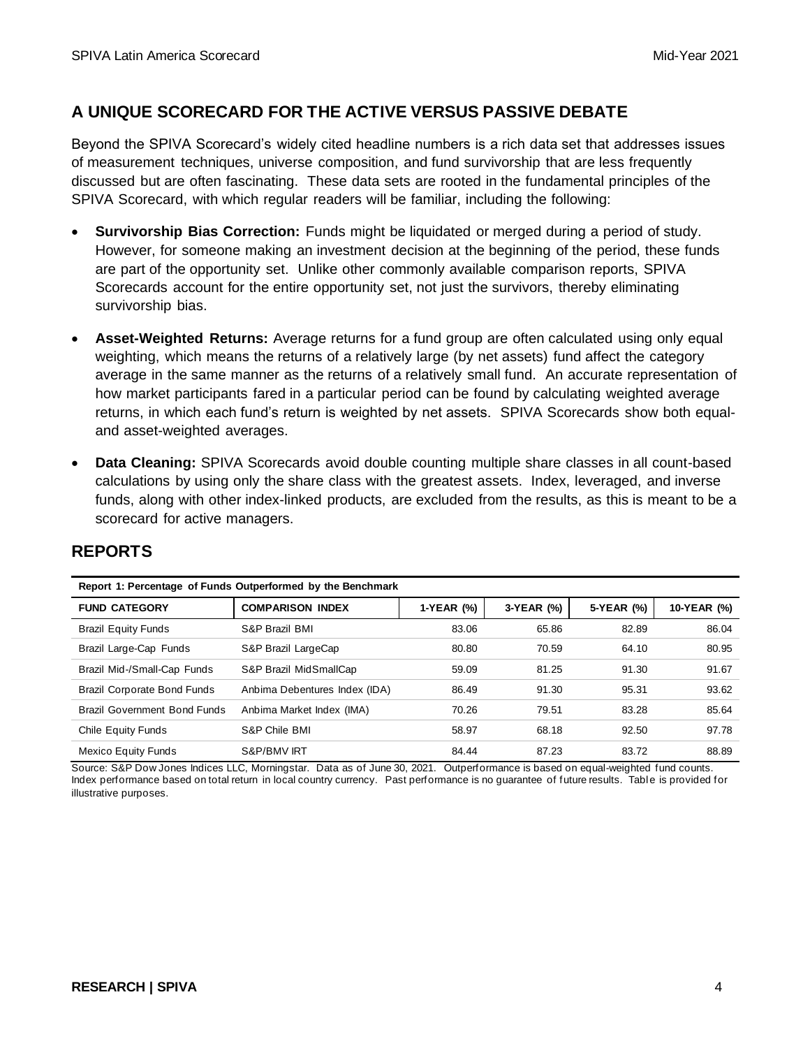## A UNIQUE SCORECARD FOR THE ACTIVE VERSUS PASSIVE DEBATE

Beyond the SPIVA Scorecard's widely cited headline numbers is a rich data set that addresses issues of measurement techniques, universe composition, and fund survivorship that are less frequently discussed but are often fascinating. These data sets are rooted in the fundamental principles of the SPIVA Scorecard, with which regular readers will be familiar, including the following:

- **Survivorship Bias Correction:** Funds might be liquidated or merged during a period of study. However, for someone making an investment decision at the beginning of the period, these funds are part of the opportunity set. Unlike other commonly available comparison reports, SPIVA Scorecards account for the entire opportunity set, not just the survivors, thereby eliminating survivorship bias.
- **Asset-Weighted Returns:** Average returns for a fund group are often calculated using only equal weighting, which means the returns of a relatively large (by net assets) fund affect the category average in the same manner as the returns of a relatively small fund. An accurate representation of how market participants fared in a particular period can be found by calculating weighted average returns, in which each fund's return is weighted by net assets. SPIVA Scorecards show both equal- and asset-weighted averages.
- **Data Cleaning:** SPIVA Scorecards avoid double counting multiple share classes in all count-based calculations by using only the share class with the greatest assets. Index, leveraged, and inverse funds, along with other index-linked products, are excluded from the results, as this is meant to be a scorecard for active managers.

## REPORTS

**Report 1: Percentage of Funds Outperformed by the Benchmark**

| FUND CATEGORY | COMPARISON INDEX | 1-YEAR (%) | 3-YEAR (%) | 5-YEAR (%) | 10-YEAR (%) |
|---|---|---|---|---|---|
| Brazil Equity Funds | S&P Brazil BMI | 83.06 | 65.86 | 82.89 | 86.04 |
| Brazil Large-Cap Funds | S&P Brazil LargeCap | 80.80 | 70.59 | 64.10 | 80.95 |
| Brazil Mid-/Small-Cap Funds | S&P Brazil MidSmallCap | 59.09 | 81.25 | 91.30 | 91.67 |
| Brazil Corporate Bond Funds | Anbima Debentures Index (IDA) | 86.49 | 91.30 | 95.31 | 93.62 |
| Brazil Government Bond Funds | Anbima Market Index (IMA) | 70.26 | 79.51 | 83.28 | 85.64 |
| Chile Equity Funds | S&P Chile BMI | 58.97 | 68.18 | 92.50 | 97.78 |
| Mexico Equity Funds | S&P/BMV IRT | 84.44 | 87.23 | 83.72 | 88.89 |

Source: S&P Dow Jones Indices LLC, Morningstar. Data as of June 30, 2021. Outperformance is based on equal-weighted fund counts. Index performance based on total return in local country currency. Past performance is no guarantee of future results. Table is provided for illustrative purposes.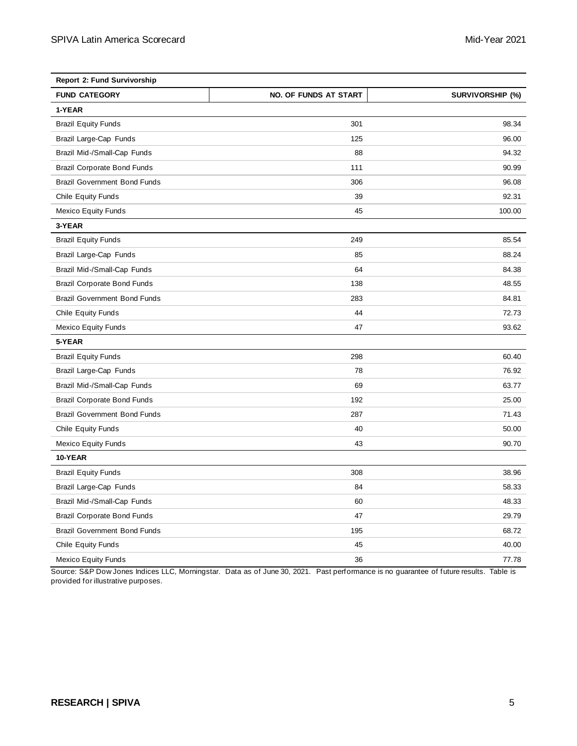| Report 2: Fund Survivorship | | |
|---|---|---|
| **FUND CATEGORY** | **NO. OF FUNDS AT START** | **SURVIVORSHIP (%)** |
| **1-YEAR** | | |
| Brazil Equity Funds | 301 | 98.34 |
| Brazil Large-Cap Funds | 125 | 96.00 |
| Brazil Mid-/Small-Cap Funds | 88 | 94.32 |
| Brazil Corporate Bond Funds | 111 | 90.99 |
| Brazil Government Bond Funds | 306 | 96.08 |
| Chile Equity Funds | 39 | 92.31 |
| Mexico Equity Funds | 45 | 100.00 |
| **3-YEAR** | | |
| Brazil Equity Funds | 249 | 85.54 |
| Brazil Large-Cap Funds | 85 | 88.24 |
| Brazil Mid-/Small-Cap Funds | 64 | 84.38 |
| Brazil Corporate Bond Funds | 138 | 48.55 |
| Brazil Government Bond Funds | 283 | 84.81 |
| Chile Equity Funds | 44 | 72.73 |
| Mexico Equity Funds | 47 | 93.62 |
| **5-YEAR** | | |
| Brazil Equity Funds | 298 | 60.40 |
| Brazil Large-Cap Funds | 78 | 76.92 |
| Brazil Mid-/Small-Cap Funds | 69 | 63.77 |
| Brazil Corporate Bond Funds | 192 | 25.00 |
| Brazil Government Bond Funds | 287 | 71.43 |
| Chile Equity Funds | 40 | 50.00 |
| Mexico Equity Funds | 43 | 90.70 |
| **10-YEAR** | | |
| Brazil Equity Funds | 308 | 38.96 |
| Brazil Large-Cap Funds | 84 | 58.33 |
| Brazil Mid-/Small-Cap Funds | 60 | 48.33 |
| Brazil Corporate Bond Funds | 47 | 29.79 |
| Brazil Government Bond Funds | 195 | 68.72 |
| Chile Equity Funds | 45 | 40.00 |
| Mexico Equity Funds | 36 | 77.78 |

Source: S&P Dow Jones Indices LLC, Morningstar. Data as of June 30, 2021. Past performance is no guarantee of future results. Table is provided for illustrative purposes.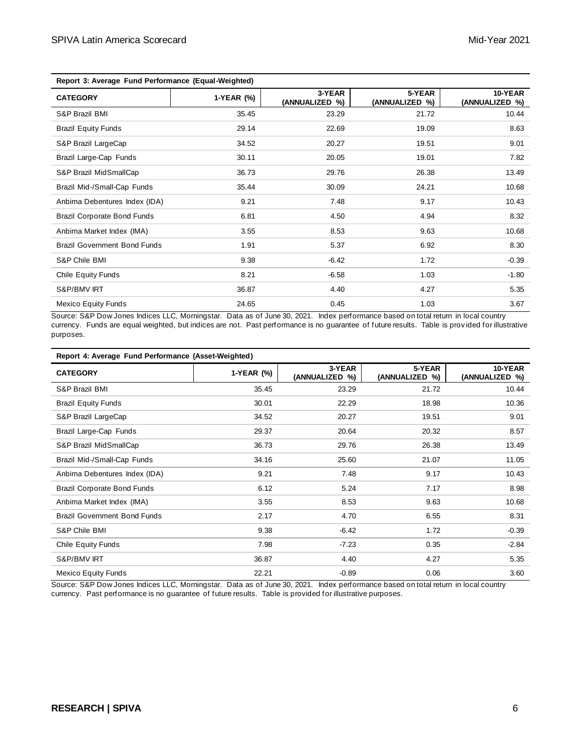**Report 3: Average Fund Performance (Equal-Weighted)**

| CATEGORY | 1-YEAR (%) | 3-YEAR (ANNUALIZED %) | 5-YEAR (ANNUALIZED %) | 10-YEAR (ANNUALIZED %) |
|---|---|---|---|---|
| S&P Brazil BMI | 35.45 | 23.29 | 21.72 | 10.44 |
| Brazil Equity Funds | 29.14 | 22.69 | 19.09 | 8.63 |
| S&P Brazil LargeCap | 34.52 | 20.27 | 19.51 | 9.01 |
| Brazil Large-Cap Funds | 30.11 | 20.05 | 19.01 | 7.82 |
| S&P Brazil MidSmallCap | 36.73 | 29.76 | 26.38 | 13.49 |
| Brazil Mid-/Small-Cap Funds | 35.44 | 30.09 | 24.21 | 10.68 |
| Anbima Debentures Index (IDA) | 9.21 | 7.48 | 9.17 | 10.43 |
| Brazil Corporate Bond Funds | 6.81 | 4.50 | 4.94 | 8.32 |
| Anbima Market Index (IMA) | 3.55 | 8.53 | 9.63 | 10.68 |
| Brazil Government Bond Funds | 1.91 | 5.37 | 6.92 | 8.30 |
| S&P Chile BMI | 9.38 | -6.42 | 1.72 | -0.39 |
| Chile Equity Funds | 8.21 | -6.58 | 1.03 | -1.80 |
| S&P/BMV IRT | 36.87 | 4.40 | 4.27 | 5.35 |
| Mexico Equity Funds | 24.65 | 0.45 | 1.03 | 3.67 |

Source: S&P Dow Jones Indices LLC, Morningstar. Data as of June 30, 2021. Index performance based on total return in local country currency. Funds are equal weighted, but indices are not. Past performance is no guarantee of future results. Table is provided for illustrative purposes.

**Report 4: Average Fund Performance (Asset-Weighted)**

| CATEGORY | 1-YEAR (%) | 3-YEAR (ANNUALIZED %) | 5-YEAR (ANNUALIZED %) | 10-YEAR (ANNUALIZED %) |
|---|---|---|---|---|
| S&P Brazil BMI | 35.45 | 23.29 | 21.72 | 10.44 |
| Brazil Equity Funds | 30.01 | 22.29 | 18.98 | 10.36 |
| S&P Brazil LargeCap | 34.52 | 20.27 | 19.51 | 9.01 |
| Brazil Large-Cap Funds | 29.37 | 20.64 | 20.32 | 8.57 |
| S&P Brazil MidSmallCap | 36.73 | 29.76 | 26.38 | 13.49 |
| Brazil Mid-/Small-Cap Funds | 34.16 | 25.60 | 21.07 | 11.05 |
| Anbima Debentures Index (IDA) | 9.21 | 7.48 | 9.17 | 10.43 |
| Brazil Corporate Bond Funds | 6.12 | 5.24 | 7.17 | 8.98 |
| Anbima Market Index (IMA) | 3.55 | 8.53 | 9.63 | 10.68 |
| Brazil Government Bond Funds | 2.17 | 4.70 | 6.55 | 8.31 |
| S&P Chile BMI | 9.38 | -6.42 | 1.72 | -0.39 |
| Chile Equity Funds | 7.98 | -7.23 | 0.35 | -2.84 |
| S&P/BMV IRT | 36.87 | 4.40 | 4.27 | 5.35 |
| Mexico Equity Funds | 22.21 | -0.89 | 0.06 | 3.60 |

Source: S&P Dow Jones Indices LLC, Morningstar. Data as of June 30, 2021. Index performance based on total return in local country currency. Past performance is no guarantee of future results. Table is provided for illustrative purposes.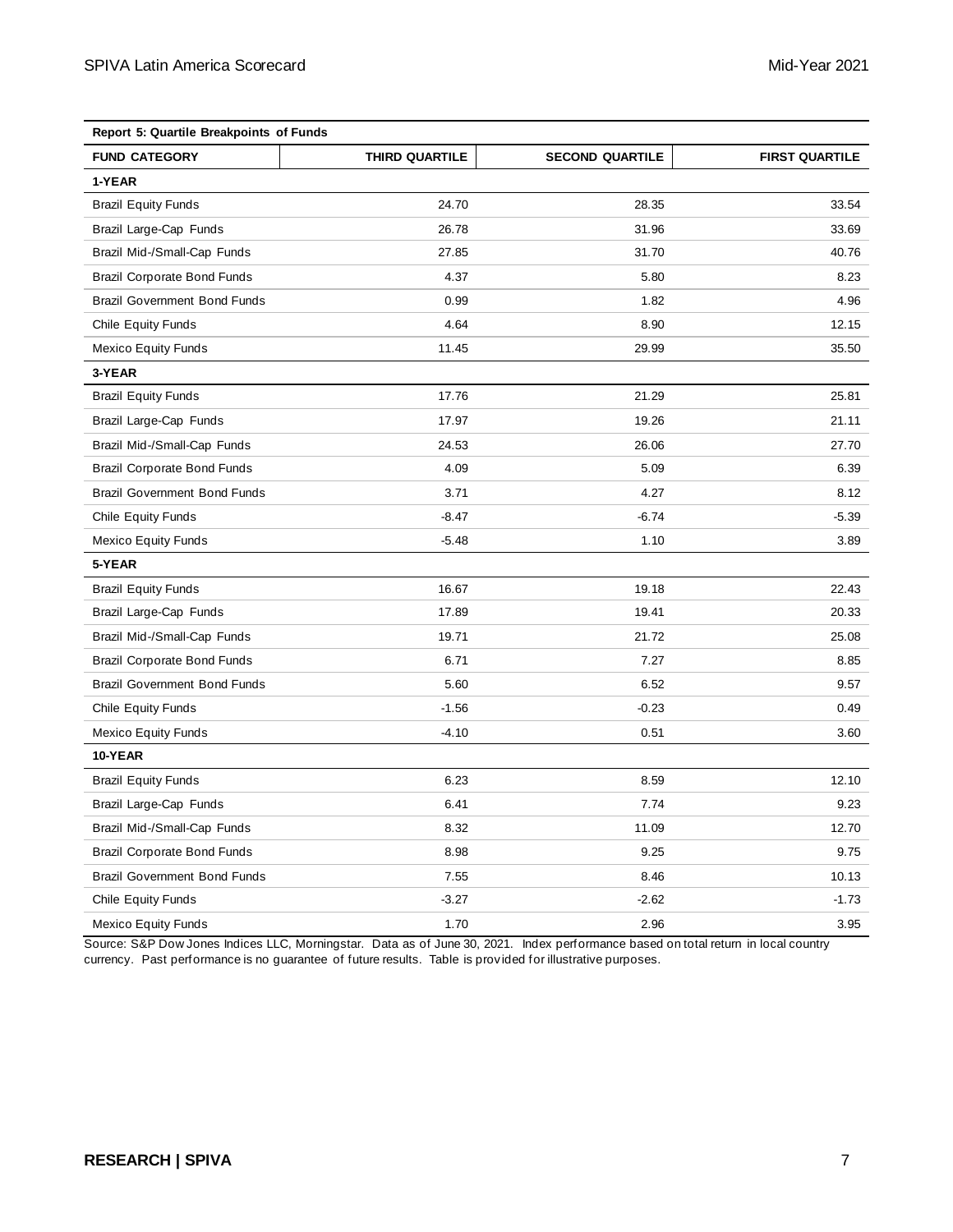| Report 5: Quartile Breakpoints of Funds | | | |
|---|---|---|---|
| **FUND CATEGORY** | **THIRD QUARTILE** | **SECOND QUARTILE** | **FIRST QUARTILE** |
| **1-YEAR** | | | |
| Brazil Equity Funds | 24.70 | 28.35 | 33.54 |
| Brazil Large-Cap Funds | 26.78 | 31.96 | 33.69 |
| Brazil Mid-/Small-Cap Funds | 27.85 | 31.70 | 40.76 |
| Brazil Corporate Bond Funds | 4.37 | 5.80 | 8.23 |
| Brazil Government Bond Funds | 0.99 | 1.82 | 4.96 |
| Chile Equity Funds | 4.64 | 8.90 | 12.15 |
| Mexico Equity Funds | 11.45 | 29.99 | 35.50 |
| **3-YEAR** | | | |
| Brazil Equity Funds | 17.76 | 21.29 | 25.81 |
| Brazil Large-Cap Funds | 17.97 | 19.26 | 21.11 |
| Brazil Mid-/Small-Cap Funds | 24.53 | 26.06 | 27.70 |
| Brazil Corporate Bond Funds | 4.09 | 5.09 | 6.39 |
| Brazil Government Bond Funds | 3.71 | 4.27 | 8.12 |
| Chile Equity Funds | -8.47 | -6.74 | -5.39 |
| Mexico Equity Funds | -5.48 | 1.10 | 3.89 |
| **5-YEAR** | | | |
| Brazil Equity Funds | 16.67 | 19.18 | 22.43 |
| Brazil Large-Cap Funds | 17.89 | 19.41 | 20.33 |
| Brazil Mid-/Small-Cap Funds | 19.71 | 21.72 | 25.08 |
| Brazil Corporate Bond Funds | 6.71 | 7.27 | 8.85 |
| Brazil Government Bond Funds | 5.60 | 6.52 | 9.57 |
| Chile Equity Funds | -1.56 | -0.23 | 0.49 |
| Mexico Equity Funds | -4.10 | 0.51 | 3.60 |
| **10-YEAR** | | | |
| Brazil Equity Funds | 6.23 | 8.59 | 12.10 |
| Brazil Large-Cap Funds | 6.41 | 7.74 | 9.23 |
| Brazil Mid-/Small-Cap Funds | 8.32 | 11.09 | 12.70 |
| Brazil Corporate Bond Funds | 8.98 | 9.25 | 9.75 |
| Brazil Government Bond Funds | 7.55 | 8.46 | 10.13 |
| Chile Equity Funds | -3.27 | -2.62 | -1.73 |
| Mexico Equity Funds | 1.70 | 2.96 | 3.95 |

Source: S&P Dow Jones Indices LLC, Morningstar. Data as of June 30, 2021. Index performance based on total return in local country currency. Past performance is no guarantee of future results. Table is provided for illustrative purposes.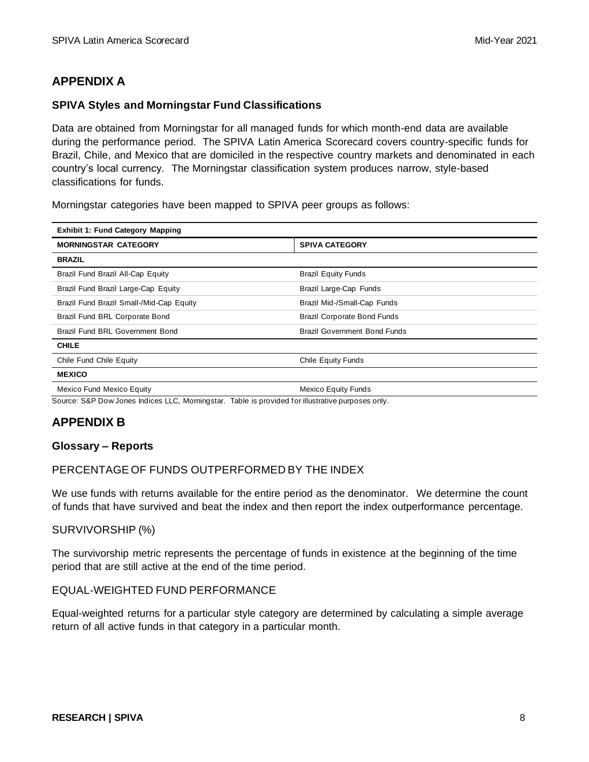## APPENDIX A

### SPIVA Styles and Morningstar Fund Classifications

Data are obtained from Morningstar for all managed funds for which month-end data are available during the performance period. The SPIVA Latin America Scorecard covers country-specific funds for Brazil, Chile, and Mexico that are domiciled in the respective country markets and denominated in each country's local currency. The Morningstar classification system produces narrow, style-based classifications for funds.

Morningstar categories have been mapped to SPIVA peer groups as follows:

**Exhibit 1: Fund Category Mapping**

| MORNINGSTAR CATEGORY | SPIVA CATEGORY |
|---|---|
| **BRAZIL** | |
| Brazil Fund Brazil All-Cap Equity | Brazil Equity Funds |
| Brazil Fund Brazil Large-Cap Equity | Brazil Large-Cap Funds |
| Brazil Fund Brazil Small-/Mid-Cap Equity | Brazil Mid-/Small-Cap Funds |
| Brazil Fund BRL Corporate Bond | Brazil Corporate Bond Funds |
| Brazil Fund BRL Government Bond | Brazil Government Bond Funds |
| **CHILE** | |
| Chile Fund Chile Equity | Chile Equity Funds |
| **MEXICO** | |
| Mexico Fund Mexico Equity | Mexico Equity Funds |

Source: S&P Dow Jones Indices LLC, Morningstar. Table is provided for illustrative purposes only.

## APPENDIX B

### Glossary – Reports

#### PERCENTAGE OF FUNDS OUTPERFORMED BY THE INDEX

We use funds with returns available for the entire period as the denominator. We determine the count of funds that have survived and beat the index and then report the index outperformance percentage.

#### SURVIVORSHIP (%)

The survivorship metric represents the percentage of funds in existence at the beginning of the time period that are still active at the end of the time period.

#### EQUAL-WEIGHTED FUND PERFORMANCE

Equal-weighted returns for a particular style category are determined by calculating a simple average return of all active funds in that category in a particular month.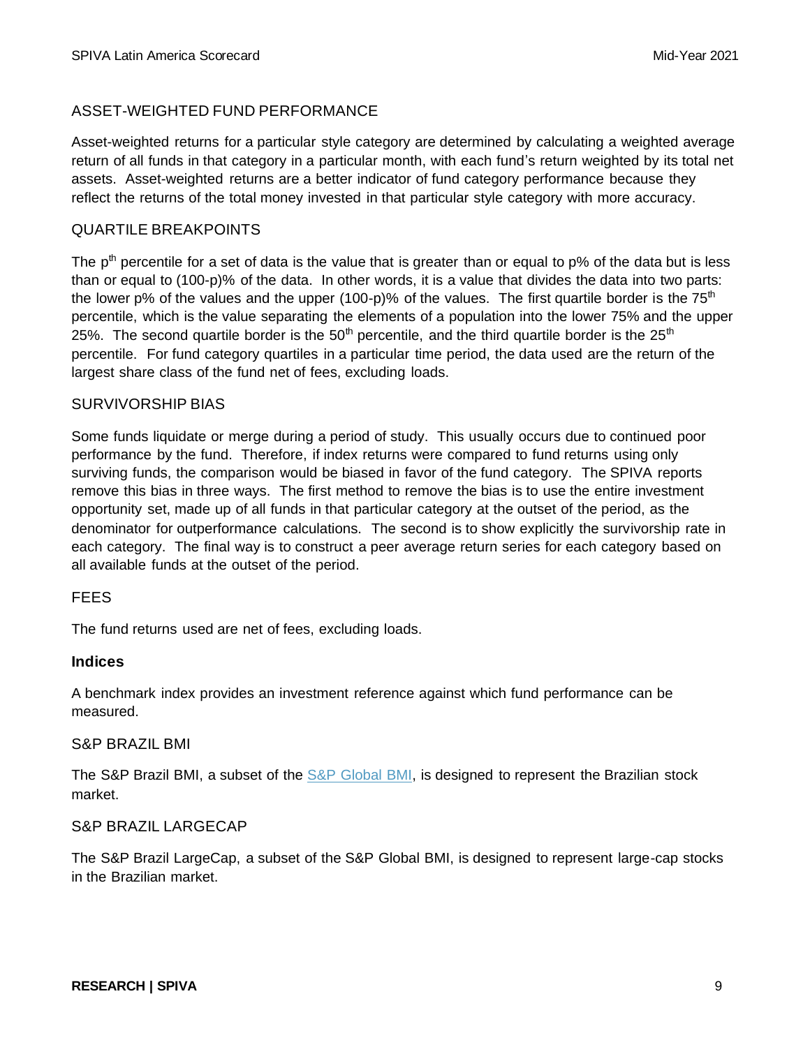### ASSET-WEIGHTED FUND PERFORMANCE

Asset-weighted returns for a particular style category are determined by calculating a weighted average return of all funds in that category in a particular month, with each fund's return weighted by its total net assets. Asset-weighted returns are a better indicator of fund category performance because they reflect the returns of the total money invested in that particular style category with more accuracy.

### QUARTILE BREAKPOINTS

The $p^{th}$ percentile for a set of data is the value that is greater than or equal to p% of the data but is less than or equal to (100-p)% of the data. In other words, it is a value that divides the data into two parts: the lower p% of the values and the upper (100-p)% of the values. The first quartile border is the $75^{th}$ percentile, which is the value separating the elements of a population into the lower 75% and the upper 25%. The second quartile border is the $50^{th}$ percentile, and the third quartile border is the $25^{th}$ percentile. For fund category quartiles in a particular time period, the data used are the return of the largest share class of the fund net of fees, excluding loads.

### SURVIVORSHIP BIAS

Some funds liquidate or merge during a period of study. This usually occurs due to continued poor performance by the fund. Therefore, if index returns were compared to fund returns using only surviving funds, the comparison would be biased in favor of the fund category. The SPIVA reports remove this bias in three ways. The first method to remove the bias is to use the entire investment opportunity set, made up of all funds in that particular category at the outset of the period, as the denominator for outperformance calculations. The second is to show explicitly the survivorship rate in each category. The final way is to construct a peer average return series for each category based on all available funds at the outset of the period.

### FEES

The fund returns used are net of fees, excluding loads.

## Indices

A benchmark index provides an investment reference against which fund performance can be measured.

### S&P BRAZIL BMI

The S&P Brazil BMI, a subset of the S&P Global BMI, is designed to represent the Brazilian stock market.

### S&P BRAZIL LARGECAP

The S&P Brazil LargeCap, a subset of the S&P Global BMI, is designed to represent large-cap stocks in the Brazilian market.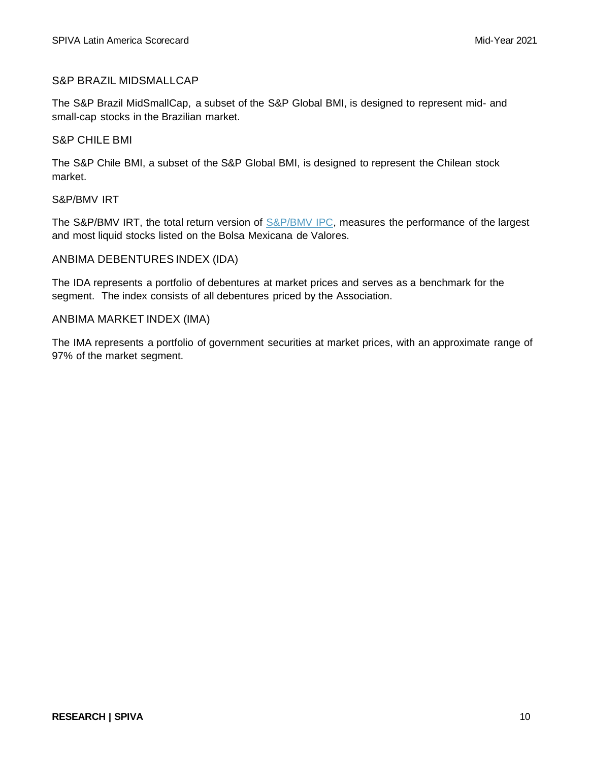### S&P BRAZIL MIDSMALLCAP

The S&P Brazil MidSmallCap, a subset of the S&P Global BMI, is designed to represent mid- and small-cap stocks in the Brazilian market.

### S&P CHILE BMI

The S&P Chile BMI, a subset of the S&P Global BMI, is designed to represent the Chilean stock market.

### S&P/BMV IRT

The S&P/BMV IRT, the total return version of S&P/BMV IPC, measures the performance of the largest and most liquid stocks listed on the Bolsa Mexicana de Valores.

### ANBIMA DEBENTURES INDEX (IDA)

The IDA represents a portfolio of debentures at market prices and serves as a benchmark for the segment. The index consists of all debentures priced by the Association.

### ANBIMA MARKET INDEX (IMA)

The IMA represents a portfolio of government securities at market prices, with an approximate range of 97% of the market segment.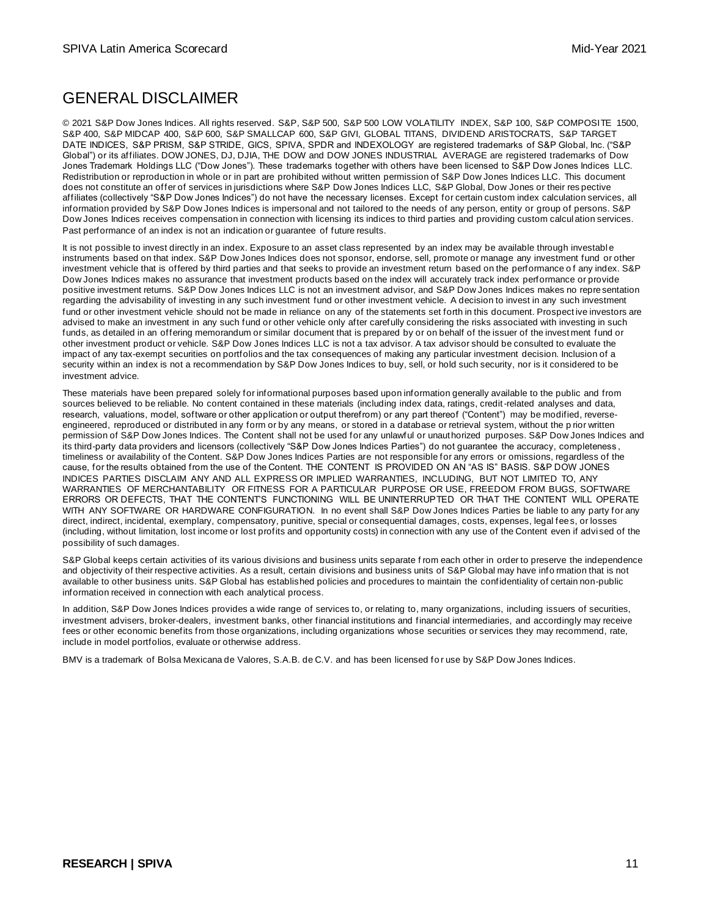# GENERAL DISCLAIMER

© 2021 S&P Dow Jones Indices. All rights reserved. S&P, S&P 500, S&P 500 LOW VOLATILITY INDEX, S&P 100, S&P COMPOSITE 1500, S&P 400, S&P MIDCAP 400, S&P 600, S&P SMALLCAP 600, S&P GIVI, GLOBAL TITANS, DIVIDEND ARISTOCRATS, S&P TARGET DATE INDICES, S&P PRISM, S&P STRIDE, GICS, SPIVA, SPDR and INDEXOLOGY are registered trademarks of S&P Global, Inc. ("S&P Global") or its affiliates. DOW JONES, DJ, DJIA, THE DOW and DOW JONES INDUSTRIAL AVERAGE are registered trademarks of Dow Jones Trademark Holdings LLC ("Dow Jones"). These trademarks together with others have been licensed to S&P Dow Jones Indices LLC. Redistribution or reproduction in whole or in part are prohibited without written permission of S&P Dow Jones Indices LLC. This document does not constitute an offer of services in jurisdictions where S&P Dow Jones Indices LLC, S&P Global, Dow Jones or their respective affiliates (collectively "S&P Dow Jones Indices") do not have the necessary licenses. Except for certain custom index calculation services, all information provided by S&P Dow Jones Indices is impersonal and not tailored to the needs of any person, entity or group of persons. S&P Dow Jones Indices receives compensation in connection with licensing its indices to third parties and providing custom calculation services. Past performance of an index is not an indication or guarantee of future results.

It is not possible to invest directly in an index. Exposure to an asset class represented by an index may be available through investable instruments based on that index. S&P Dow Jones Indices does not sponsor, endorse, sell, promote or manage any investment fund or other investment vehicle that is offered by third parties and that seeks to provide an investment return based on the performance of any index. S&P Dow Jones Indices makes no assurance that investment products based on the index will accurately track index performance or provide positive investment returns. S&P Dow Jones Indices LLC is not an investment advisor, and S&P Dow Jones Indices makes no representation regarding the advisability of investing in any such investment fund or other investment vehicle. A decision to invest in any such investment fund or other investment vehicle should not be made in reliance on any of the statements set forth in this document. Prospective investors are advised to make an investment in any such fund or other vehicle only after carefully considering the risks associated with investing in such funds, as detailed in an offering memorandum or similar document that is prepared by or on behalf of the issuer of the investment fund or other investment product or vehicle. S&P Dow Jones Indices LLC is not a tax advisor. A tax advisor should be consulted to evaluate the impact of any tax-exempt securities on portfolios and the tax consequences of making any particular investment decision. Inclusion of a security within an index is not a recommendation by S&P Dow Jones Indices to buy, sell, or hold such security, nor is it considered to be investment advice.

These materials have been prepared solely for informational purposes based upon information generally available to the public and from sources believed to be reliable. No content contained in these materials (including index data, ratings, credit-related analyses and data, research, valuations, model, software or other application or output therefrom) or any part thereof ("Content") may be modified, reverse-engineered, reproduced or distributed in any form or by any means, or stored in a database or retrieval system, without the prior written permission of S&P Dow Jones Indices. The Content shall not be used for any unlawful or unauthorized purposes. S&P Dow Jones Indices and its third-party data providers and licensors (collectively "S&P Dow Jones Indices Parties") do not guarantee the accuracy, completeness, timeliness or availability of the Content. S&P Dow Jones Indices Parties are not responsible for any errors or omissions, regardless of the cause, for the results obtained from the use of the Content. THE CONTENT IS PROVIDED ON AN "AS IS" BASIS. S&P DOW JONES INDICES PARTIES DISCLAIM ANY AND ALL EXPRESS OR IMPLIED WARRANTIES, INCLUDING, BUT NOT LIMITED TO, ANY WARRANTIES OF MERCHANTABILITY OR FITNESS FOR A PARTICULAR PURPOSE OR USE, FREEDOM FROM BUGS, SOFTWARE ERRORS OR DEFECTS, THAT THE CONTENT'S FUNCTIONING WILL BE UNINTERRUPTED OR THAT THE CONTENT WILL OPERATE WITH ANY SOFTWARE OR HARDWARE CONFIGURATION. In no event shall S&P Dow Jones Indices Parties be liable to any party for any direct, indirect, incidental, exemplary, compensatory, punitive, special or consequential damages, costs, expenses, legal fees, or losses (including, without limitation, lost income or lost profits and opportunity costs) in connection with any use of the Content even if advised of the possibility of such damages.

S&P Global keeps certain activities of its various divisions and business units separate from each other in order to preserve the independence and objectivity of their respective activities. As a result, certain divisions and business units of S&P Global may have information that is not available to other business units. S&P Global has established policies and procedures to maintain the confidentiality of certain non-public information received in connection with each analytical process.

In addition, S&P Dow Jones Indices provides a wide range of services to, or relating to, many organizations, including issuers of securities, investment advisers, broker-dealers, investment banks, other financial institutions and financial intermediaries, and accordingly may receive fees or other economic benefits from those organizations, including organizations whose securities or services they may recommend, rate, include in model portfolios, evaluate or otherwise address.

BMV is a trademark of Bolsa Mexicana de Valores, S.A.B. de C.V. and has been licensed for use by S&P Dow Jones Indices.